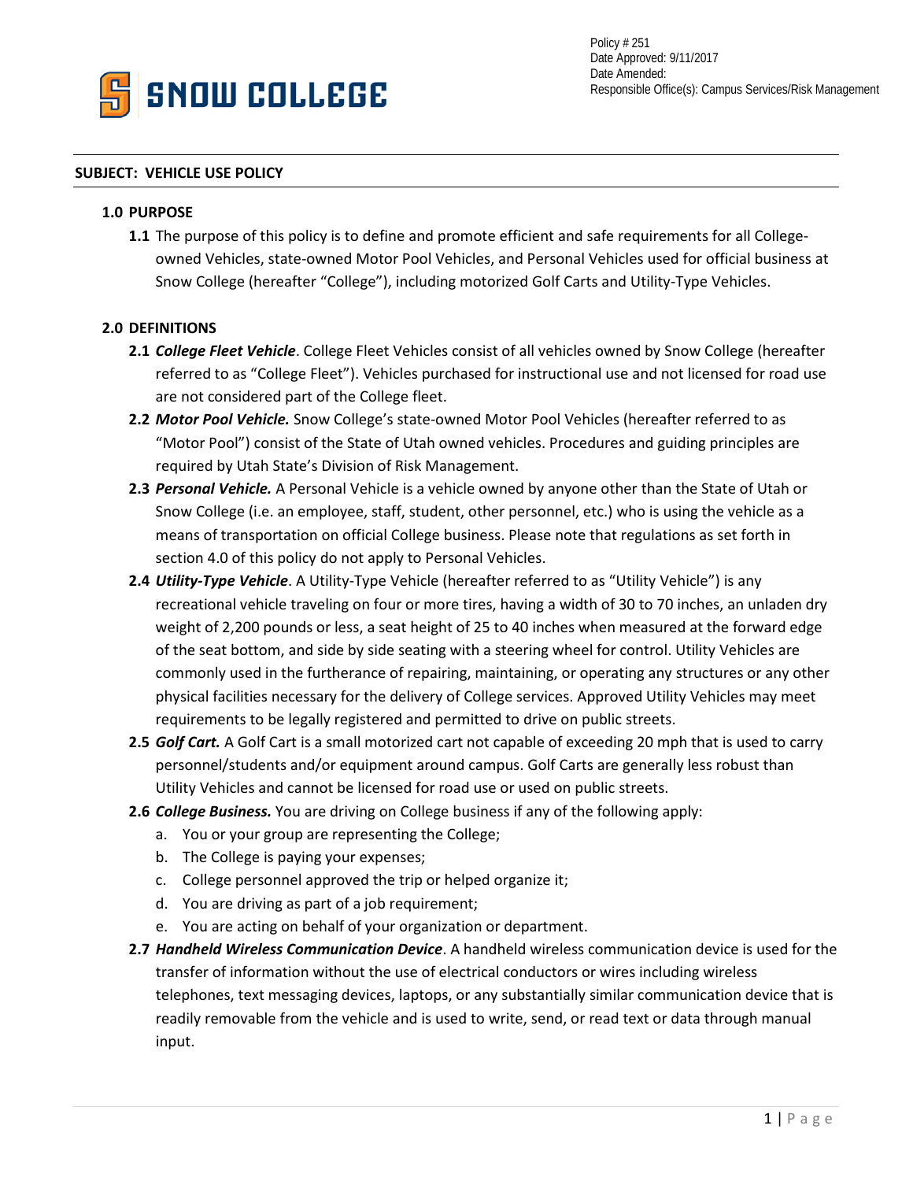Policy # 251
Date Approved: 9/11/2017
Date Amended:
Responsible Office(s): Campus Services/Risk Management

SNOW COLLEGE

**SUBJECT: VEHICLE USE POLICY**

## 1.0 PURPOSE

**1.1** The purpose of this policy is to define and promote efficient and safe requirements for all College-owned Vehicles, state-owned Motor Pool Vehicles, and Personal Vehicles used for official business at Snow College (hereafter "College"), including motorized Golf Carts and Utility-Type Vehicles.

## 2.0 DEFINITIONS

**2.1** ***College Fleet Vehicle***. College Fleet Vehicles consist of all vehicles owned by Snow College (hereafter referred to as "College Fleet"). Vehicles purchased for instructional use and not licensed for road use are not considered part of the College fleet.

**2.2** ***Motor Pool Vehicle.*** Snow College's state-owned Motor Pool Vehicles (hereafter referred to as "Motor Pool") consist of the State of Utah owned vehicles. Procedures and guiding principles are required by Utah State's Division of Risk Management.

**2.3** ***Personal Vehicle.*** A Personal Vehicle is a vehicle owned by anyone other than the State of Utah or Snow College (i.e. an employee, staff, student, other personnel, etc.) who is using the vehicle as a means of transportation on official College business. Please note that regulations as set forth in section 4.0 of this policy do not apply to Personal Vehicles.

**2.4** ***Utility-Type Vehicle***. A Utility-Type Vehicle (hereafter referred to as "Utility Vehicle") is any recreational vehicle traveling on four or more tires, having a width of 30 to 70 inches, an unladen dry weight of 2,200 pounds or less, a seat height of 25 to 40 inches when measured at the forward edge of the seat bottom, and side by side seating with a steering wheel for control. Utility Vehicles are commonly used in the furtherance of repairing, maintaining, or operating any structures or any other physical facilities necessary for the delivery of College services. Approved Utility Vehicles may meet requirements to be legally registered and permitted to drive on public streets.

**2.5** ***Golf Cart.*** A Golf Cart is a small motorized cart not capable of exceeding 20 mph that is used to carry personnel/students and/or equipment around campus. Golf Carts are generally less robust than Utility Vehicles and cannot be licensed for road use or used on public streets.

**2.6** ***College Business.*** You are driving on College business if any of the following apply:

a. You or your group are representing the College;
b. The College is paying your expenses;
c. College personnel approved the trip or helped organize it;
d. You are driving as part of a job requirement;
e. You are acting on behalf of your organization or department.

**2.7** ***Handheld Wireless Communication Device***. A handheld wireless communication device is used for the transfer of information without the use of electrical conductors or wires including wireless telephones, text messaging devices, laptops, or any substantially similar communication device that is readily removable from the vehicle and is used to write, send, or read text or data through manual input.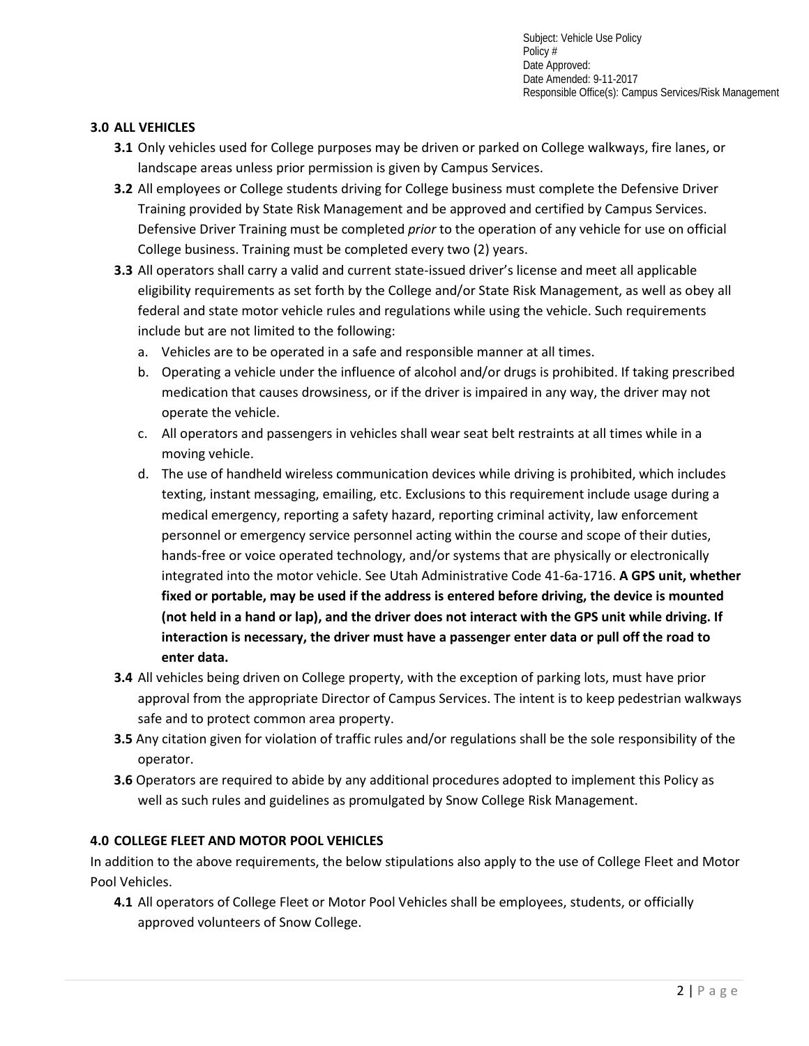## 3.0 ALL VEHICLES

- **3.1** Only vehicles used for College purposes may be driven or parked on College walkways, fire lanes, or landscape areas unless prior permission is given by Campus Services.
- **3.2** All employees or College students driving for College business must complete the Defensive Driver Training provided by State Risk Management and be approved and certified by Campus Services. Defensive Driver Training must be completed *prior* to the operation of any vehicle for use on official College business. Training must be completed every two (2) years.
- **3.3** All operators shall carry a valid and current state-issued driver's license and meet all applicable eligibility requirements as set forth by the College and/or State Risk Management, as well as obey all federal and state motor vehicle rules and regulations while using the vehicle. Such requirements include but are not limited to the following:
  - a. Vehicles are to be operated in a safe and responsible manner at all times.
  - b. Operating a vehicle under the influence of alcohol and/or drugs is prohibited. If taking prescribed medication that causes drowsiness, or if the driver is impaired in any way, the driver may not operate the vehicle.
  - c. All operators and passengers in vehicles shall wear seat belt restraints at all times while in a moving vehicle.
  - d. The use of handheld wireless communication devices while driving is prohibited, which includes texting, instant messaging, emailing, etc. Exclusions to this requirement include usage during a medical emergency, reporting a safety hazard, reporting criminal activity, law enforcement personnel or emergency service personnel acting within the course and scope of their duties, hands-free or voice operated technology, and/or systems that are physically or electronically integrated into the motor vehicle. See Utah Administrative Code 41-6a-1716. **A GPS unit, whether fixed or portable, may be used if the address is entered before driving, the device is mounted (not held in a hand or lap), and the driver does not interact with the GPS unit while driving. If interaction is necessary, the driver must have a passenger enter data or pull off the road to enter data.**
- **3.4** All vehicles being driven on College property, with the exception of parking lots, must have prior approval from the appropriate Director of Campus Services. The intent is to keep pedestrian walkways safe and to protect common area property.
- **3.5** Any citation given for violation of traffic rules and/or regulations shall be the sole responsibility of the operator.
- **3.6** Operators are required to abide by any additional procedures adopted to implement this Policy as well as such rules and guidelines as promulgated by Snow College Risk Management.

## 4.0 COLLEGE FLEET AND MOTOR POOL VEHICLES

In addition to the above requirements, the below stipulations also apply to the use of College Fleet and Motor Pool Vehicles.

- **4.1** All operators of College Fleet or Motor Pool Vehicles shall be employees, students, or officially approved volunteers of Snow College.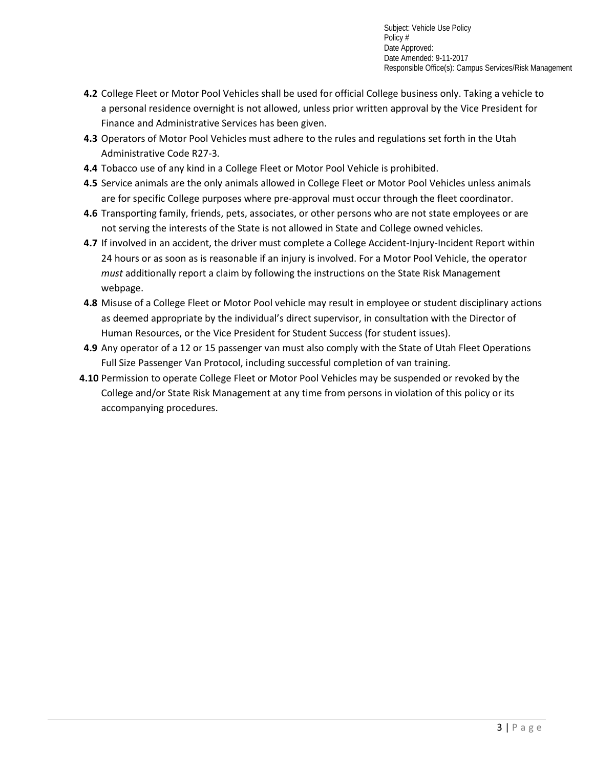**4.2** College Fleet or Motor Pool Vehicles shall be used for official College business only. Taking a vehicle to a personal residence overnight is not allowed, unless prior written approval by the Vice President for Finance and Administrative Services has been given.

**4.3** Operators of Motor Pool Vehicles must adhere to the rules and regulations set forth in the Utah Administrative Code R27-3.

**4.4** Tobacco use of any kind in a College Fleet or Motor Pool Vehicle is prohibited.

**4.5** Service animals are the only animals allowed in College Fleet or Motor Pool Vehicles unless animals are for specific College purposes where pre-approval must occur through the fleet coordinator.

**4.6** Transporting family, friends, pets, associates, or other persons who are not state employees or are not serving the interests of the State is not allowed in State and College owned vehicles.

**4.7** If involved in an accident, the driver must complete a College Accident-Injury-Incident Report within 24 hours or as soon as is reasonable if an injury is involved. For a Motor Pool Vehicle, the operator *must* additionally report a claim by following the instructions on the State Risk Management webpage.

**4.8** Misuse of a College Fleet or Motor Pool vehicle may result in employee or student disciplinary actions as deemed appropriate by the individual's direct supervisor, in consultation with the Director of Human Resources, or the Vice President for Student Success (for student issues).

**4.9** Any operator of a 12 or 15 passenger van must also comply with the State of Utah Fleet Operations Full Size Passenger Van Protocol, including successful completion of van training.

**4.10** Permission to operate College Fleet or Motor Pool Vehicles may be suspended or revoked by the College and/or State Risk Management at any time from persons in violation of this policy or its accompanying procedures.